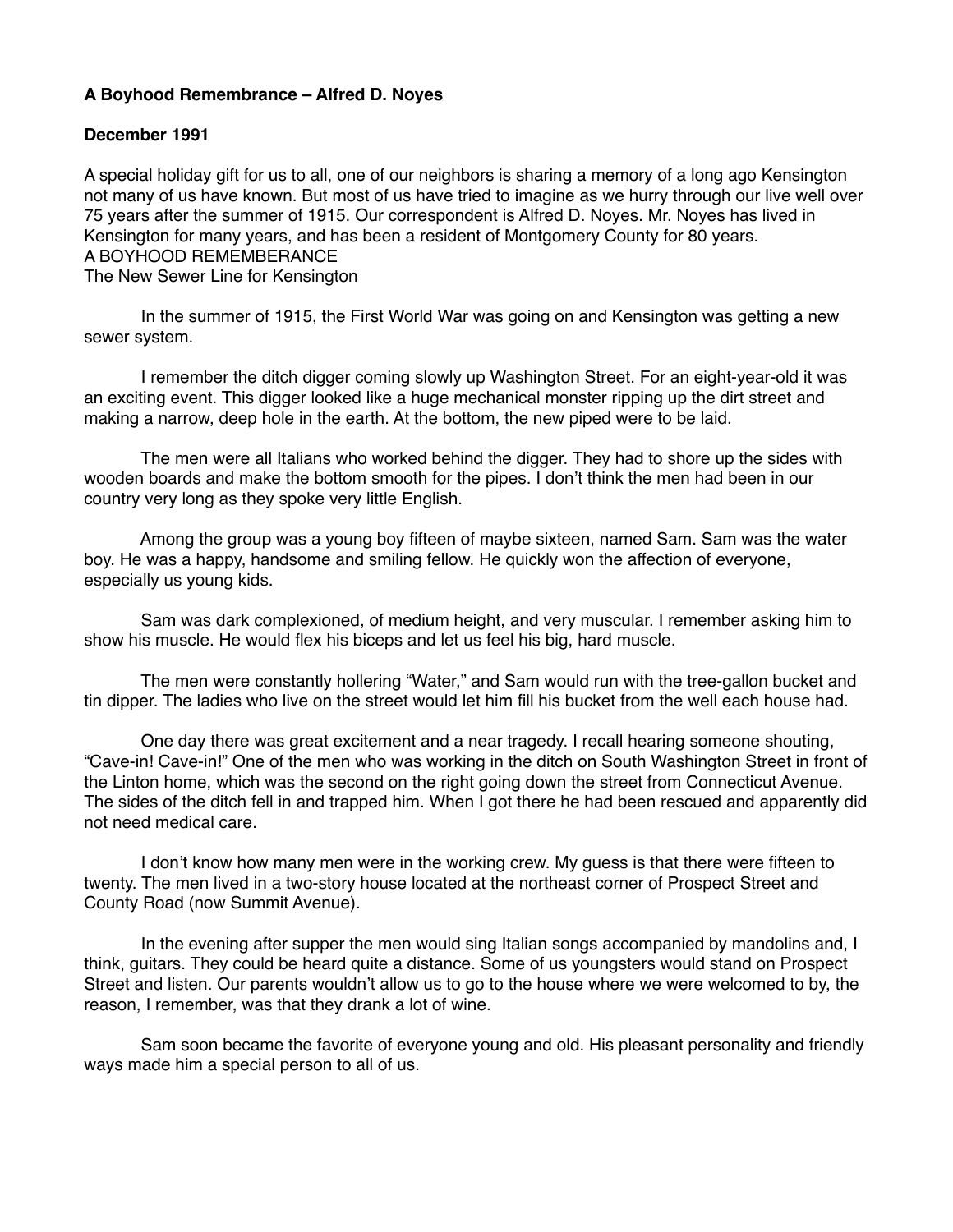**A Boyhood Remembrance – Alfred D. Noyes**

**December 1991**

A special holiday gift for us to all, one of our neighbors is sharing a memory of a long ago Kensington not many of us have known. But most of us have tried to imagine as we hurry through our live well over 75 years after the summer of 1915. Our correspondent is Alfred D. Noyes. Mr. Noyes has lived in Kensington for many years, and has been a resident of Montgomery County for 80 years.

A BOYHOOD REMEMBERANCE

The New Sewer Line for Kensington

In the summer of 1915, the First World War was going on and Kensington was getting a new sewer system.

I remember the ditch digger coming slowly up Washington Street. For an eight-year-old it was an exciting event. This digger looked like a huge mechanical monster ripping up the dirt street and making a narrow, deep hole in the earth. At the bottom, the new piped were to be laid.

The men were all Italians who worked behind the digger. They had to shore up the sides with wooden boards and make the bottom smooth for the pipes. I don't think the men had been in our country very long as they spoke very little English.

Among the group was a young boy fifteen of maybe sixteen, named Sam. Sam was the water boy. He was a happy, handsome and smiling fellow. He quickly won the affection of everyone, especially us young kids.

Sam was dark complexioned, of medium height, and very muscular. I remember asking him to show his muscle. He would flex his biceps and let us feel his big, hard muscle.

The men were constantly hollering "Water," and Sam would run with the tree-gallon bucket and tin dipper. The ladies who live on the street would let him fill his bucket from the well each house had.

One day there was great excitement and a near tragedy. I recall hearing someone shouting, "Cave-in! Cave-in!" One of the men who was working in the ditch on South Washington Street in front of the Linton home, which was the second on the right going down the street from Connecticut Avenue. The sides of the ditch fell in and trapped him. When I got there he had been rescued and apparently did not need medical care.

I don't know how many men were in the working crew. My guess is that there were fifteen to twenty. The men lived in a two-story house located at the northeast corner of Prospect Street and County Road (now Summit Avenue).

In the evening after supper the men would sing Italian songs accompanied by mandolins and, I think, guitars. They could be heard quite a distance. Some of us youngsters would stand on Prospect Street and listen. Our parents wouldn't allow us to go to the house where we were welcomed to by, the reason, I remember, was that they drank a lot of wine.

Sam soon became the favorite of everyone young and old. His pleasant personality and friendly ways made him a special person to all of us.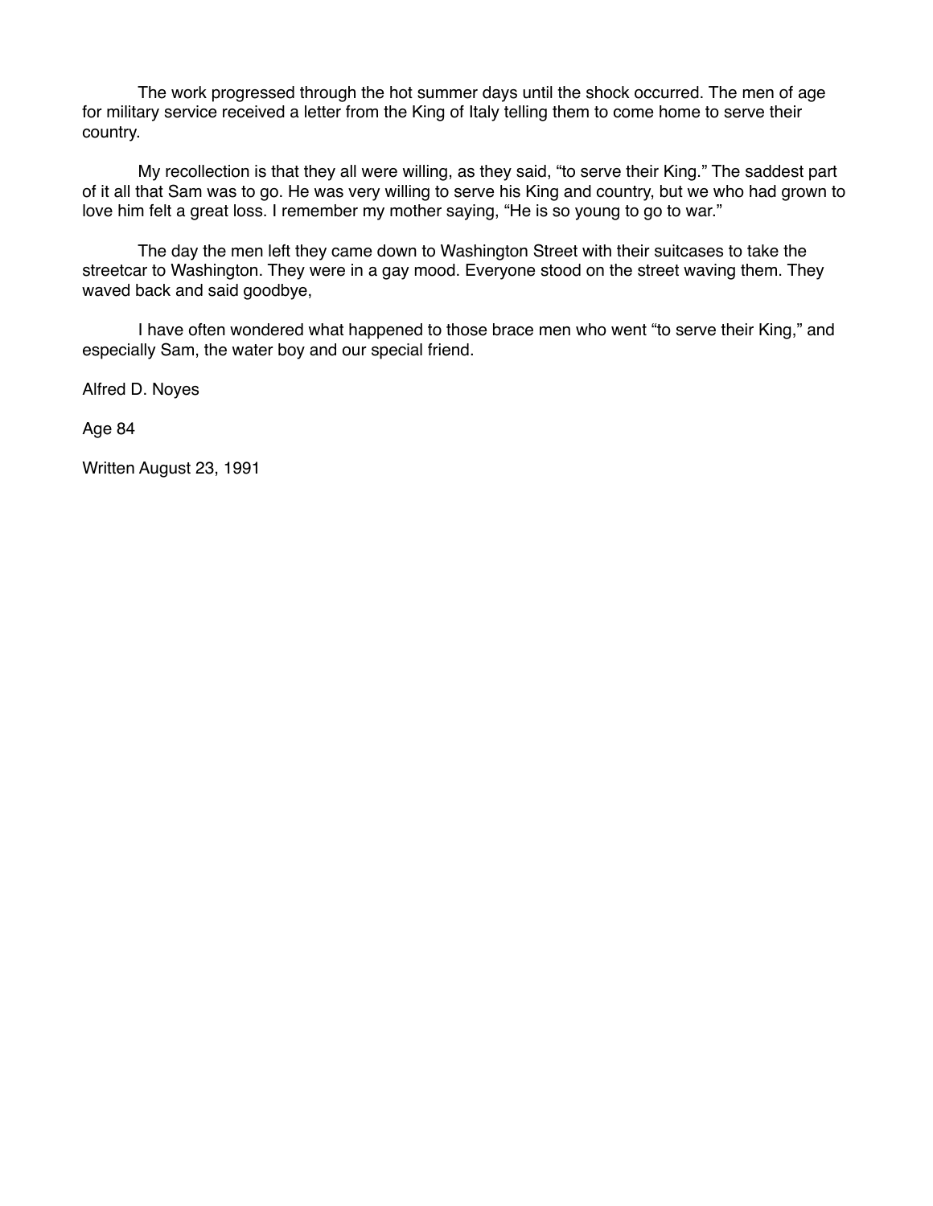The work progressed through the hot summer days until the shock occurred. The men of age for military service received a letter from the King of Italy telling them to come home to serve their country.

My recollection is that they all were willing, as they said, "to serve their King." The saddest part of it all that Sam was to go. He was very willing to serve his King and country, but we who had grown to love him felt a great loss. I remember my mother saying, "He is so young to go to war."

The day the men left they came down to Washington Street with their suitcases to take the streetcar to Washington. They were in a gay mood. Everyone stood on the street waving them. They waved back and said goodbye,

I have often wondered what happened to those brace men who went "to serve their King," and especially Sam, the water boy and our special friend.

Alfred D. Noyes

Age 84

Written August 23, 1991